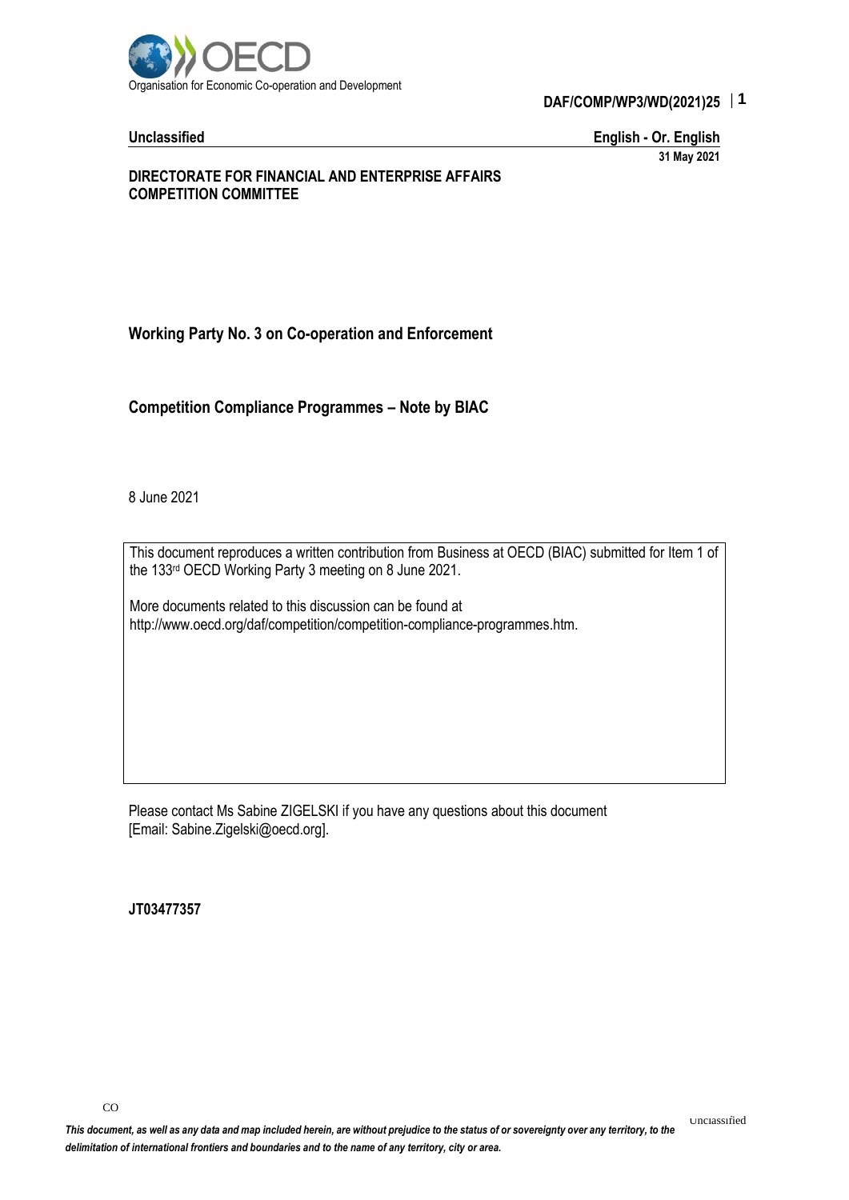Organisation for Economic Co-operation and Development

**DAF/COMP/WP3/WD(2021)25**

**Unclassified** | **English - Or. English**

**31 May 2021**

**DIRECTORATE FOR FINANCIAL AND ENTERPRISE AFFAIRS**
**COMPETITION COMMITTEE**

## Working Party No. 3 on Co-operation and Enforcement

## Competition Compliance Programmes – Note by BIAC

8 June 2021

This document reproduces a written contribution from Business at OECD (BIAC) submitted for Item 1 of the 133rd OECD Working Party 3 meeting on 8 June 2021.

More documents related to this discussion can be found at http://www.oecd.org/daf/competition/competition-compliance-programmes.htm.

Please contact Ms Sabine ZIGELSKI if you have any questions about this document [Email: Sabine.Zigelski@oecd.org].

**JT03477357**

*This document, as well as any data and map included herein, are without prejudice to the status of or sovereignty over any territory, to the delimitation of international frontiers and boundaries and to the name of any territory, city or area.*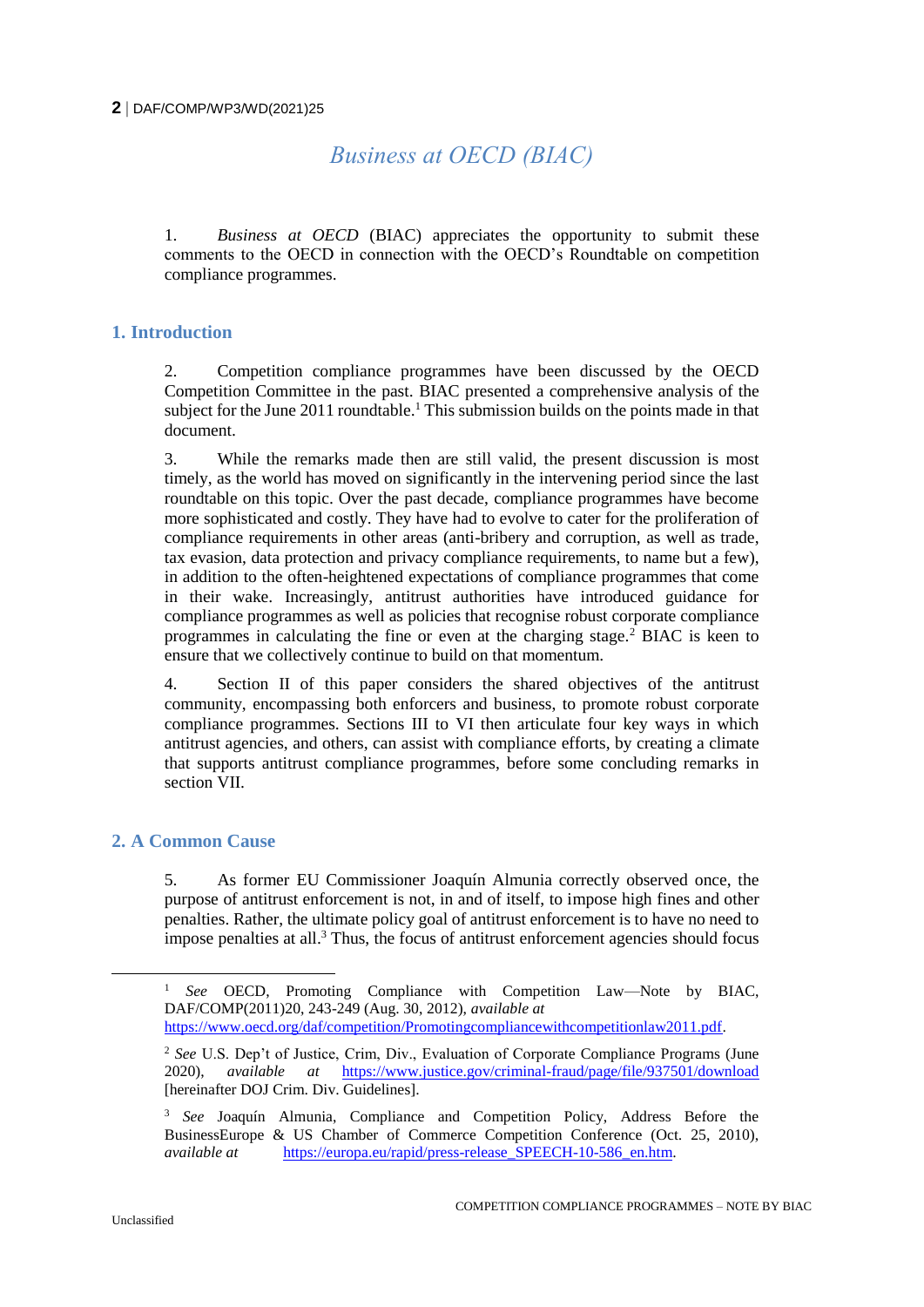# Business at OECD (BIAC)

1. *Business at OECD* (BIAC) appreciates the opportunity to submit these comments to the OECD in connection with the OECD's Roundtable on competition compliance programmes.

## 1. Introduction

2. Competition compliance programmes have been discussed by the OECD Competition Committee in the past. BIAC presented a comprehensive analysis of the subject for the June 2011 roundtable.[1] This submission builds on the points made in that document.

3. While the remarks made then are still valid, the present discussion is most timely, as the world has moved on significantly in the intervening period since the last roundtable on this topic. Over the past decade, compliance programmes have become more sophisticated and costly. They have had to evolve to cater for the proliferation of compliance requirements in other areas (anti-bribery and corruption, as well as trade, tax evasion, data protection and privacy compliance requirements, to name but a few), in addition to the often-heightened expectations of compliance programmes that come in their wake. Increasingly, antitrust authorities have introduced guidance for compliance programmes as well as policies that recognise robust corporate compliance programmes in calculating the fine or even at the charging stage.[2] BIAC is keen to ensure that we collectively continue to build on that momentum.

4. Section II of this paper considers the shared objectives of the antitrust community, encompassing both enforcers and business, to promote robust corporate compliance programmes. Sections III to VI then articulate four key ways in which antitrust agencies, and others, can assist with compliance efforts, by creating a climate that supports antitrust compliance programmes, before some concluding remarks in section VII.

## 2. A Common Cause

5. As former EU Commissioner Joaquín Almunia correctly observed once, the purpose of antitrust enforcement is not, in and of itself, to impose high fines and other penalties. Rather, the ultimate policy goal of antitrust enforcement is to have no need to impose penalties at all.[3] Thus, the focus of antitrust enforcement agencies should focus

---

[1] *See* OECD, Promoting Compliance with Competition Law—Note by BIAC, DAF/COMP(2011)20, 243-249 (Aug. 30, 2012), *available at* https://www.oecd.org/daf/competition/Promotingcompliancewithcompetitionlaw2011.pdf.

[2] *See* U.S. Dep't of Justice, Crim, Div., Evaluation of Corporate Compliance Programs (June 2020), *available at* https://www.justice.gov/criminal-fraud/page/file/937501/download [hereinafter DOJ Crim. Div. Guidelines].

[3] *See* Joaquín Almunia, Compliance and Competition Policy, Address Before the BusinessEurope & US Chamber of Commerce Competition Conference (Oct. 25, 2010), *available at* https://europa.eu/rapid/press-release_SPEECH-10-586_en.htm.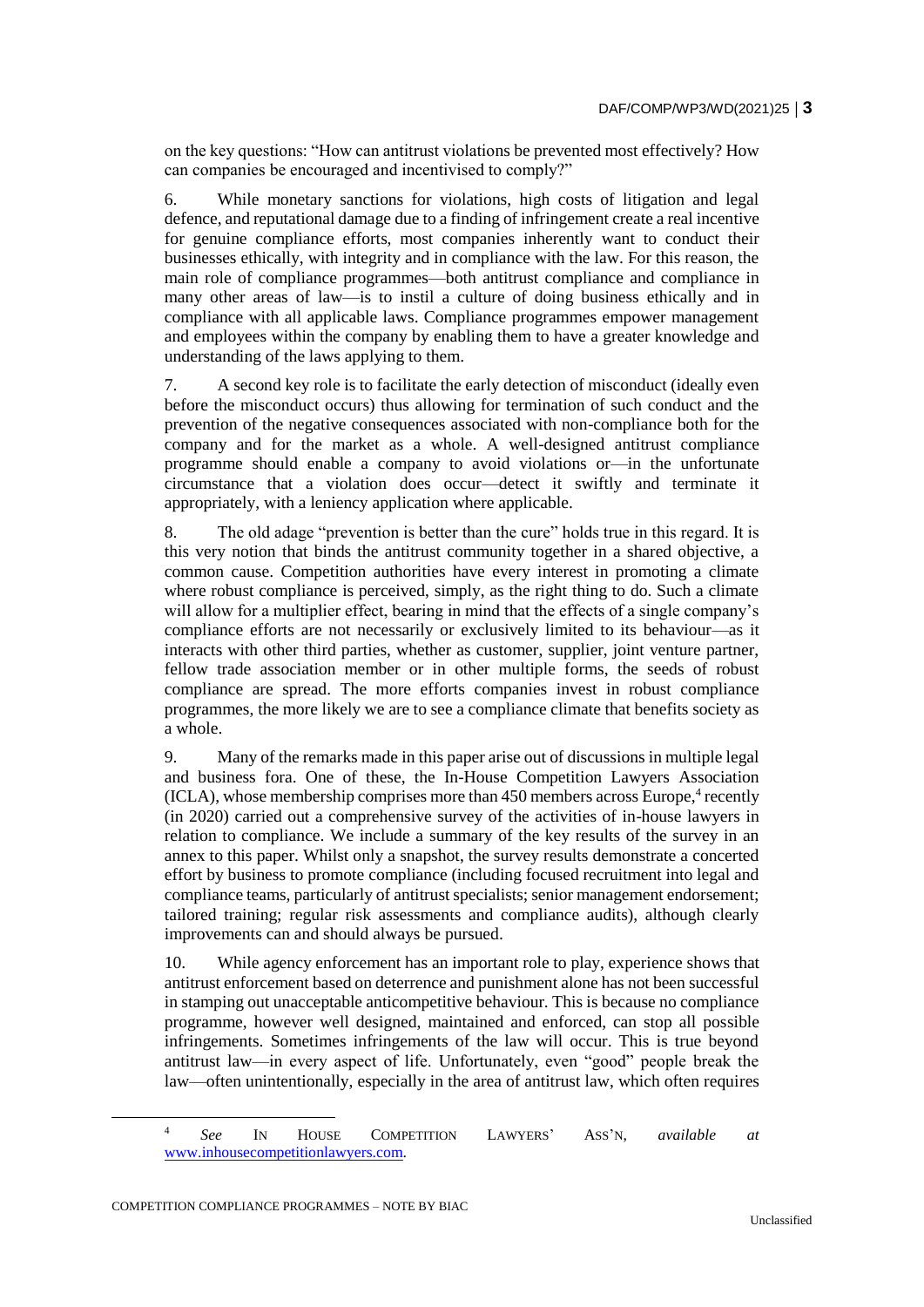on the key questions: "How can antitrust violations be prevented most effectively? How can companies be encouraged and incentivised to comply?"

6. While monetary sanctions for violations, high costs of litigation and legal defence, and reputational damage due to a finding of infringement create a real incentive for genuine compliance efforts, most companies inherently want to conduct their businesses ethically, with integrity and in compliance with the law. For this reason, the main role of compliance programmes—both antitrust compliance and compliance in many other areas of law—is to instil a culture of doing business ethically and in compliance with all applicable laws. Compliance programmes empower management and employees within the company by enabling them to have a greater knowledge and understanding of the laws applying to them.

7. A second key role is to facilitate the early detection of misconduct (ideally even before the misconduct occurs) thus allowing for termination of such conduct and the prevention of the negative consequences associated with non-compliance both for the company and for the market as a whole. A well-designed antitrust compliance programme should enable a company to avoid violations or—in the unfortunate circumstance that a violation does occur—detect it swiftly and terminate it appropriately, with a leniency application where applicable.

8. The old adage "prevention is better than the cure" holds true in this regard. It is this very notion that binds the antitrust community together in a shared objective, a common cause. Competition authorities have every interest in promoting a climate where robust compliance is perceived, simply, as the right thing to do. Such a climate will allow for a multiplier effect, bearing in mind that the effects of a single company's compliance efforts are not necessarily or exclusively limited to its behaviour—as it interacts with other third parties, whether as customer, supplier, joint venture partner, fellow trade association member or in other multiple forms, the seeds of robust compliance are spread. The more efforts companies invest in robust compliance programmes, the more likely we are to see a compliance climate that benefits society as a whole.

9. Many of the remarks made in this paper arise out of discussions in multiple legal and business fora. One of these, the In-House Competition Lawyers Association (ICLA), whose membership comprises more than 450 members across Europe,[4] recently (in 2020) carried out a comprehensive survey of the activities of in-house lawyers in relation to compliance. We include a summary of the key results of the survey in an annex to this paper. Whilst only a snapshot, the survey results demonstrate a concerted effort by business to promote compliance (including focused recruitment into legal and compliance teams, particularly of antitrust specialists; senior management endorsement; tailored training; regular risk assessments and compliance audits), although clearly improvements can and should always be pursued.

10. While agency enforcement has an important role to play, experience shows that antitrust enforcement based on deterrence and punishment alone has not been successful in stamping out unacceptable anticompetitive behaviour. This is because no compliance programme, however well designed, maintained and enforced, can stop all possible infringements. Sometimes infringements of the law will occur. This is true beyond antitrust law—in every aspect of life. Unfortunately, even "good" people break the law—often unintentionally, especially in the area of antitrust law, which often requires

---

[4] *See* In House Competition Lawyers' Ass'n, *available at* www.inhousecompetitionlawyers.com.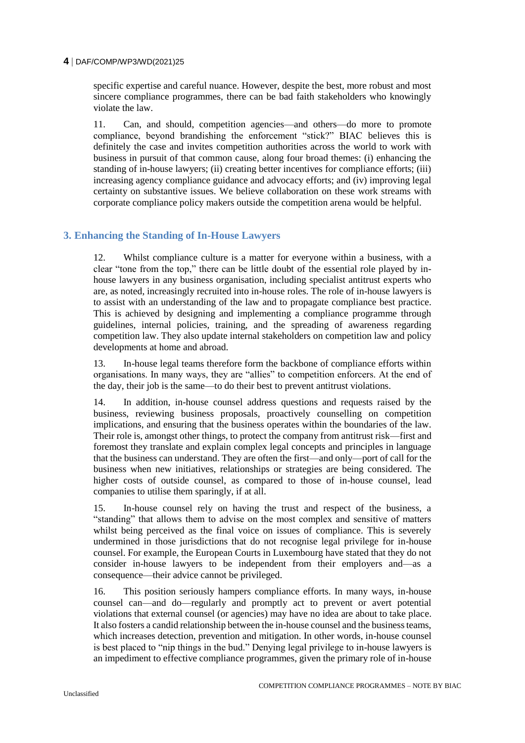specific expertise and careful nuance. However, despite the best, more robust and most sincere compliance programmes, there can be bad faith stakeholders who knowingly violate the law.

11. Can, and should, competition agencies—and others—do more to promote compliance, beyond brandishing the enforcement "stick?" BIAC believes this is definitely the case and invites competition authorities across the world to work with business in pursuit of that common cause, along four broad themes: (i) enhancing the standing of in-house lawyers; (ii) creating better incentives for compliance efforts; (iii) increasing agency compliance guidance and advocacy efforts; and (iv) improving legal certainty on substantive issues. We believe collaboration on these work streams with corporate compliance policy makers outside the competition arena would be helpful.

## 3. Enhancing the Standing of In-House Lawyers

12. Whilst compliance culture is a matter for everyone within a business, with a clear "tone from the top," there can be little doubt of the essential role played by in-house lawyers in any business organisation, including specialist antitrust experts who are, as noted, increasingly recruited into in-house roles. The role of in-house lawyers is to assist with an understanding of the law and to propagate compliance best practice. This is achieved by designing and implementing a compliance programme through guidelines, internal policies, training, and the spreading of awareness regarding competition law. They also update internal stakeholders on competition law and policy developments at home and abroad.

13. In-house legal teams therefore form the backbone of compliance efforts within organisations. In many ways, they are "allies" to competition enforcers. At the end of the day, their job is the same—to do their best to prevent antitrust violations.

14. In addition, in-house counsel address questions and requests raised by the business, reviewing business proposals, proactively counselling on competition implications, and ensuring that the business operates within the boundaries of the law. Their role is, amongst other things, to protect the company from antitrust risk—first and foremost they translate and explain complex legal concepts and principles in language that the business can understand. They are often the first—and only—port of call for the business when new initiatives, relationships or strategies are being considered. The higher costs of outside counsel, as compared to those of in-house counsel, lead companies to utilise them sparingly, if at all.

15. In-house counsel rely on having the trust and respect of the business, a "standing" that allows them to advise on the most complex and sensitive of matters whilst being perceived as the final voice on issues of compliance. This is severely undermined in those jurisdictions that do not recognise legal privilege for in-house counsel. For example, the European Courts in Luxembourg have stated that they do not consider in-house lawyers to be independent from their employers and—as a consequence—their advice cannot be privileged.

16. This position seriously hampers compliance efforts. In many ways, in-house counsel can—and do—regularly and promptly act to prevent or avert potential violations that external counsel (or agencies) may have no idea are about to take place. It also fosters a candid relationship between the in-house counsel and the business teams, which increases detection, prevention and mitigation. In other words, in-house counsel is best placed to "nip things in the bud." Denying legal privilege to in-house lawyers is an impediment to effective compliance programmes, given the primary role of in-house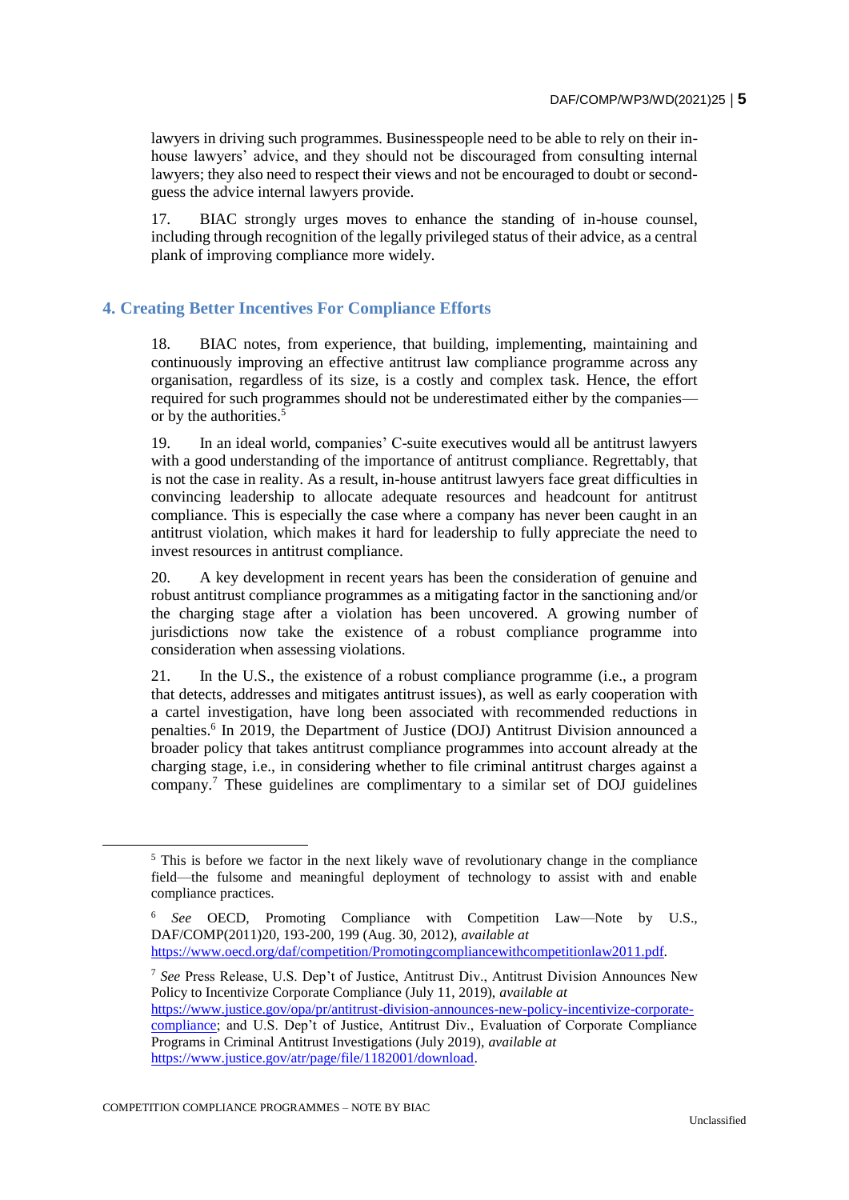lawyers in driving such programmes. Businesspeople need to be able to rely on their in-house lawyers' advice, and they should not be discouraged from consulting internal lawyers; they also need to respect their views and not be encouraged to doubt or second-guess the advice internal lawyers provide.

17. BIAC strongly urges moves to enhance the standing of in-house counsel, including through recognition of the legally privileged status of their advice, as a central plank of improving compliance more widely.

## 4. Creating Better Incentives For Compliance Efforts

18. BIAC notes, from experience, that building, implementing, maintaining and continuously improving an effective antitrust law compliance programme across any organisation, regardless of its size, is a costly and complex task. Hence, the effort required for such programmes should not be underestimated either by the companies—or by the authorities.[5]

19. In an ideal world, companies' C-suite executives would all be antitrust lawyers with a good understanding of the importance of antitrust compliance. Regrettably, that is not the case in reality. As a result, in-house antitrust lawyers face great difficulties in convincing leadership to allocate adequate resources and headcount for antitrust compliance. This is especially the case where a company has never been caught in an antitrust violation, which makes it hard for leadership to fully appreciate the need to invest resources in antitrust compliance.

20. A key development in recent years has been the consideration of genuine and robust antitrust compliance programmes as a mitigating factor in the sanctioning and/or the charging stage after a violation has been uncovered. A growing number of jurisdictions now take the existence of a robust compliance programme into consideration when assessing violations.

21. In the U.S., the existence of a robust compliance programme (i.e., a program that detects, addresses and mitigates antitrust issues), as well as early cooperation with a cartel investigation, have long been associated with recommended reductions in penalties.[6] In 2019, the Department of Justice (DOJ) Antitrust Division announced a broader policy that takes antitrust compliance programmes into account already at the charging stage, i.e., in considering whether to file criminal antitrust charges against a company.[7] These guidelines are complimentary to a similar set of DOJ guidelines

---

[5] This is before we factor in the next likely wave of revolutionary change in the compliance field—the fulsome and meaningful deployment of technology to assist with and enable compliance practices.

[6] *See* OECD, Promoting Compliance with Competition Law—Note by U.S., DAF/COMP(2011)20, 193-200, 199 (Aug. 30, 2012), *available at* https://www.oecd.org/daf/competition/Promotingcompliancewithcompetitionlaw2011.pdf.

[7] *See* Press Release, U.S. Dep't of Justice, Antitrust Div., Antitrust Division Announces New Policy to Incentivize Corporate Compliance (July 11, 2019), *available at* https://www.justice.gov/opa/pr/antitrust-division-announces-new-policy-incentivize-corporate-compliance; and U.S. Dep't of Justice, Antitrust Div., Evaluation of Corporate Compliance Programs in Criminal Antitrust Investigations (July 2019), *available at* https://www.justice.gov/atr/page/file/1182001/download.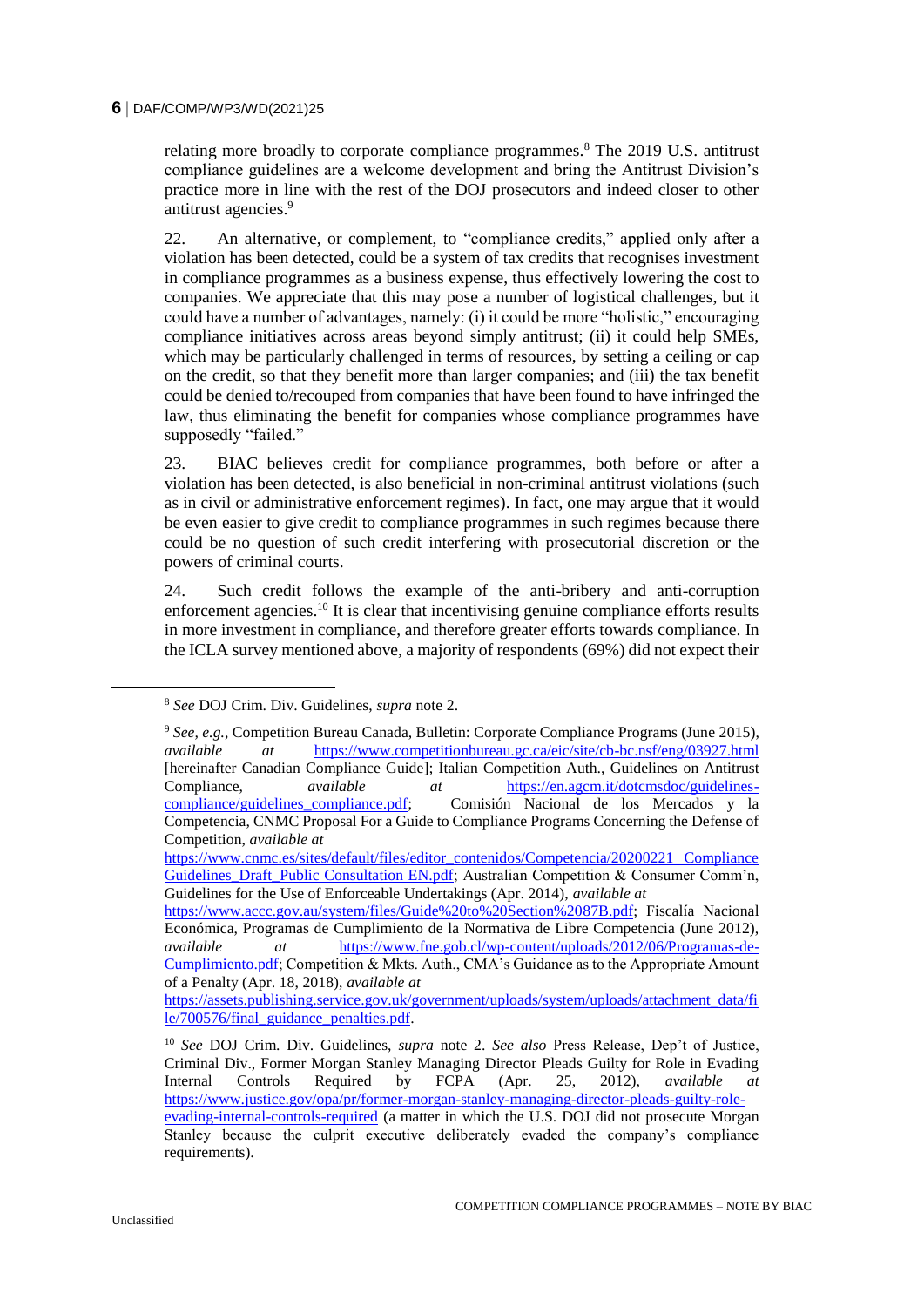relating more broadly to corporate compliance programmes.[8] The 2019 U.S. antitrust compliance guidelines are a welcome development and bring the Antitrust Division's practice more in line with the rest of the DOJ prosecutors and indeed closer to other antitrust agencies.[9]

22. An alternative, or complement, to "compliance credits," applied only after a violation has been detected, could be a system of tax credits that recognises investment in compliance programmes as a business expense, thus effectively lowering the cost to companies. We appreciate that this may pose a number of logistical challenges, but it could have a number of advantages, namely: (i) it could be more "holistic," encouraging compliance initiatives across areas beyond simply antitrust; (ii) it could help SMEs, which may be particularly challenged in terms of resources, by setting a ceiling or cap on the credit, so that they benefit more than larger companies; and (iii) the tax benefit could be denied to/recouped from companies that have been found to have infringed the law, thus eliminating the benefit for companies whose compliance programmes have supposedly "failed."

23. BIAC believes credit for compliance programmes, both before or after a violation has been detected, is also beneficial in non-criminal antitrust violations (such as in civil or administrative enforcement regimes). In fact, one may argue that it would be even easier to give credit to compliance programmes in such regimes because there could be no question of such credit interfering with prosecutorial discretion or the powers of criminal courts.

24. Such credit follows the example of the anti-bribery and anti-corruption enforcement agencies.[10] It is clear that incentivising genuine compliance efforts results in more investment in compliance, and therefore greater efforts towards compliance. In the ICLA survey mentioned above, a majority of respondents (69%) did not expect their

---

[8] *See* DOJ Crim. Div. Guidelines, *supra* note 2.

[9] *See, e.g.*, Competition Bureau Canada, Bulletin: Corporate Compliance Programs (June 2015), *available at* https://www.competitionbureau.gc.ca/eic/site/cb-bc.nsf/eng/03927.html [hereinafter Canadian Compliance Guide]; Italian Competition Auth., Guidelines on Antitrust Compliance, *available at* https://en.agcm.it/dotcmsdoc/guidelines-compliance/guidelines_compliance.pdf; Comisión Nacional de los Mercados y la Competencia, CNMC Proposal For a Guide to Compliance Programs Concerning the Defense of Competition, *available at* https://www.cnmc.es/sites/default/files/editor_contenidos/Competencia/20200221_Compliance Guidelines_Draft_Public Consultation EN.pdf; Australian Competition & Consumer Comm'n, Guidelines for the Use of Enforceable Undertakings (Apr. 2014), *available at* https://www.accc.gov.au/system/files/Guide%20to%20Section%2087B.pdf; Fiscalía Nacional Económica, Programas de Cumplimiento de la Normativa de Libre Competencia (June 2012), *available at* https://www.fne.gob.cl/wp-content/uploads/2012/06/Programas-de-Cumplimiento.pdf; Competition & Mkts. Auth., CMA's Guidance as to the Appropriate Amount of a Penalty (Apr. 18, 2018), *available at* https://assets.publishing.service.gov.uk/government/uploads/system/uploads/attachment_data/file/700576/final_guidance_penalties.pdf.

[10] *See* DOJ Crim. Div. Guidelines, *supra* note 2. *See also* Press Release, Dep't of Justice, Criminal Div., Former Morgan Stanley Managing Director Pleads Guilty for Role in Evading Internal Controls Required by FCPA (Apr. 25, 2012), *available at* https://www.justice.gov/opa/pr/former-morgan-stanley-managing-director-pleads-guilty-role-evading-internal-controls-required (a matter in which the U.S. DOJ did not prosecute Morgan Stanley because the culprit executive deliberately evaded the company's compliance requirements).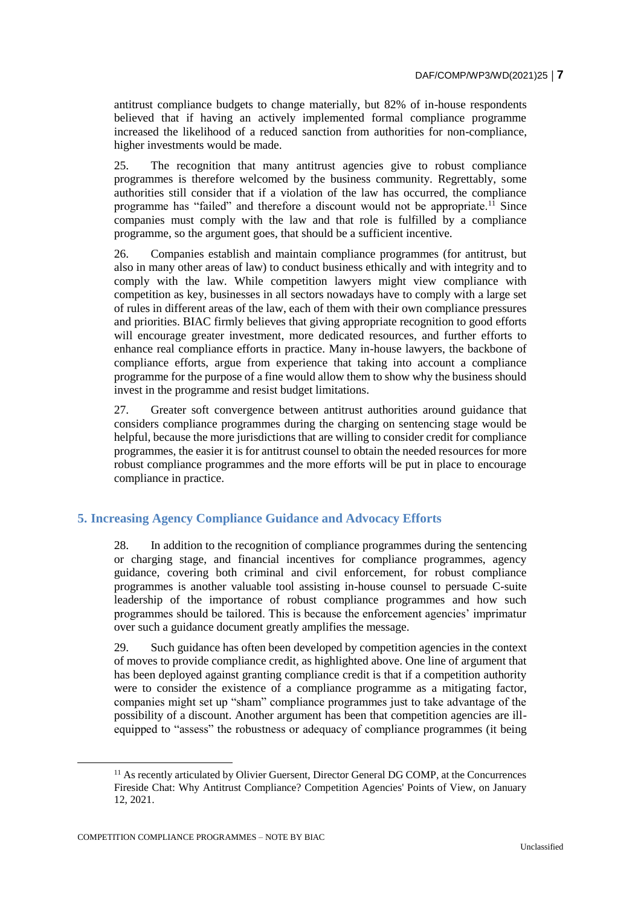antitrust compliance budgets to change materially, but 82% of in-house respondents believed that if having an actively implemented formal compliance programme increased the likelihood of a reduced sanction from authorities for non-compliance, higher investments would be made.

25. The recognition that many antitrust agencies give to robust compliance programmes is therefore welcomed by the business community. Regrettably, some authorities still consider that if a violation of the law has occurred, the compliance programme has "failed" and therefore a discount would not be appropriate.[11] Since companies must comply with the law and that role is fulfilled by a compliance programme, so the argument goes, that should be a sufficient incentive.

26. Companies establish and maintain compliance programmes (for antitrust, but also in many other areas of law) to conduct business ethically and with integrity and to comply with the law. While competition lawyers might view compliance with competition as key, businesses in all sectors nowadays have to comply with a large set of rules in different areas of the law, each of them with their own compliance pressures and priorities. BIAC firmly believes that giving appropriate recognition to good efforts will encourage greater investment, more dedicated resources, and further efforts to enhance real compliance efforts in practice. Many in-house lawyers, the backbone of compliance efforts, argue from experience that taking into account a compliance programme for the purpose of a fine would allow them to show why the business should invest in the programme and resist budget limitations.

27. Greater soft convergence between antitrust authorities around guidance that considers compliance programmes during the charging on sentencing stage would be helpful, because the more jurisdictions that are willing to consider credit for compliance programmes, the easier it is for antitrust counsel to obtain the needed resources for more robust compliance programmes and the more efforts will be put in place to encourage compliance in practice.

## 5. Increasing Agency Compliance Guidance and Advocacy Efforts

28. In addition to the recognition of compliance programmes during the sentencing or charging stage, and financial incentives for compliance programmes, agency guidance, covering both criminal and civil enforcement, for robust compliance programmes is another valuable tool assisting in-house counsel to persuade C-suite leadership of the importance of robust compliance programmes and how such programmes should be tailored. This is because the enforcement agencies' imprimatur over such a guidance document greatly amplifies the message.

29. Such guidance has often been developed by competition agencies in the context of moves to provide compliance credit, as highlighted above. One line of argument that has been deployed against granting compliance credit is that if a competition authority were to consider the existence of a compliance programme as a mitigating factor, companies might set up "sham" compliance programmes just to take advantage of the possibility of a discount. Another argument has been that competition agencies are ill-equipped to "assess" the robustness or adequacy of compliance programmes (it being

[11] As recently articulated by Olivier Guersent, Director General DG COMP, at the Concurrences Fireside Chat: Why Antitrust Compliance? Competition Agencies' Points of View, on January 12, 2021.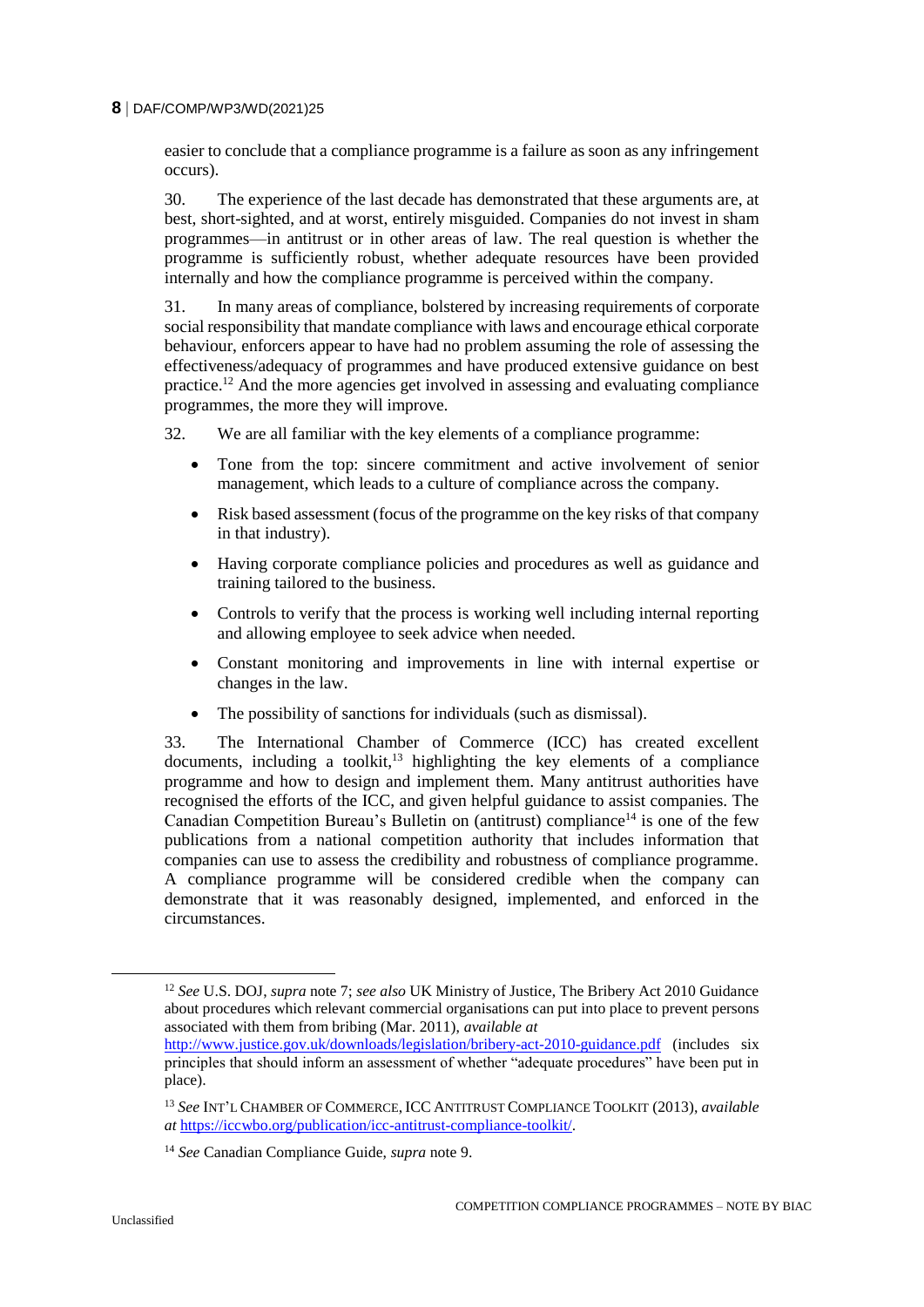easier to conclude that a compliance programme is a failure as soon as any infringement occurs).

30. The experience of the last decade has demonstrated that these arguments are, at best, short-sighted, and at worst, entirely misguided. Companies do not invest in sham programmes—in antitrust or in other areas of law. The real question is whether the programme is sufficiently robust, whether adequate resources have been provided internally and how the compliance programme is perceived within the company.

31. In many areas of compliance, bolstered by increasing requirements of corporate social responsibility that mandate compliance with laws and encourage ethical corporate behaviour, enforcers appear to have had no problem assuming the role of assessing the effectiveness/adequacy of programmes and have produced extensive guidance on best practice.[12] And the more agencies get involved in assessing and evaluating compliance programmes, the more they will improve.

32. We are all familiar with the key elements of a compliance programme:

- Tone from the top: sincere commitment and active involvement of senior management, which leads to a culture of compliance across the company.
- Risk based assessment (focus of the programme on the key risks of that company in that industry).
- Having corporate compliance policies and procedures as well as guidance and training tailored to the business.
- Controls to verify that the process is working well including internal reporting and allowing employee to seek advice when needed.
- Constant monitoring and improvements in line with internal expertise or changes in the law.
- The possibility of sanctions for individuals (such as dismissal).

33. The International Chamber of Commerce (ICC) has created excellent documents, including a toolkit,[13] highlighting the key elements of a compliance programme and how to design and implement them. Many antitrust authorities have recognised the efforts of the ICC, and given helpful guidance to assist companies. The Canadian Competition Bureau's Bulletin on (antitrust) compliance[14] is one of the few publications from a national competition authority that includes information that companies can use to assess the credibility and robustness of compliance programme. A compliance programme will be considered credible when the company can demonstrate that it was reasonably designed, implemented, and enforced in the circumstances.

---

[12] *See* U.S. DOJ, *supra* note 7; *see also* UK Ministry of Justice, The Bribery Act 2010 Guidance about procedures which relevant commercial organisations can put into place to prevent persons associated with them from bribing (Mar. 2011), *available at* http://www.justice.gov.uk/downloads/legislation/bribery-act-2010-guidance.pdf (includes six principles that should inform an assessment of whether "adequate procedures" have been put in place).

[13] *See* INT'L CHAMBER OF COMMERCE, ICC ANTITRUST COMPLIANCE TOOLKIT (2013), *available at* https://iccwbo.org/publication/icc-antitrust-compliance-toolkit/.

[14] *See* Canadian Compliance Guide, *supra* note 9.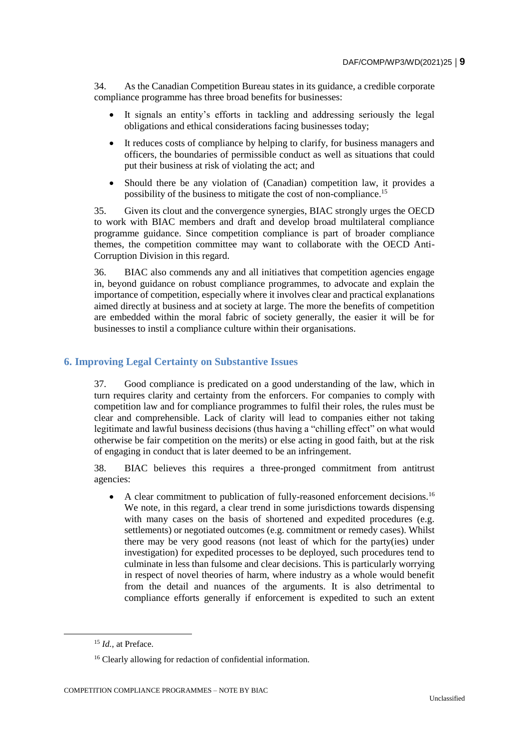34. As the Canadian Competition Bureau states in its guidance, a credible corporate compliance programme has three broad benefits for businesses:

- It signals an entity's efforts in tackling and addressing seriously the legal obligations and ethical considerations facing businesses today;
- It reduces costs of compliance by helping to clarify, for business managers and officers, the boundaries of permissible conduct as well as situations that could put their business at risk of violating the act; and
- Should there be any violation of (Canadian) competition law, it provides a possibility of the business to mitigate the cost of non-compliance.[15]

35. Given its clout and the convergence synergies, BIAC strongly urges the OECD to work with BIAC members and draft and develop broad multilateral compliance programme guidance. Since competition compliance is part of broader compliance themes, the competition committee may want to collaborate with the OECD Anti-Corruption Division in this regard.

36. BIAC also commends any and all initiatives that competition agencies engage in, beyond guidance on robust compliance programmes, to advocate and explain the importance of competition, especially where it involves clear and practical explanations aimed directly at business and at society at large. The more the benefits of competition are embedded within the moral fabric of society generally, the easier it will be for businesses to instil a compliance culture within their organisations.

## 6. Improving Legal Certainty on Substantive Issues

37. Good compliance is predicated on a good understanding of the law, which in turn requires clarity and certainty from the enforcers. For companies to comply with competition law and for compliance programmes to fulfil their roles, the rules must be clear and comprehensible. Lack of clarity will lead to companies either not taking legitimate and lawful business decisions (thus having a "chilling effect" on what would otherwise be fair competition on the merits) or else acting in good faith, but at the risk of engaging in conduct that is later deemed to be an infringement.

38. BIAC believes this requires a three-pronged commitment from antitrust agencies:

- A clear commitment to publication of fully-reasoned enforcement decisions.[16] We note, in this regard, a clear trend in some jurisdictions towards dispensing with many cases on the basis of shortened and expedited procedures (e.g. settlements) or negotiated outcomes (e.g. commitment or remedy cases). Whilst there may be very good reasons (not least of which for the party(ies) under investigation) for expedited processes to be deployed, such procedures tend to culminate in less than fulsome and clear decisions. This is particularly worrying in respect of novel theories of harm, where industry as a whole would benefit from the detail and nuances of the arguments. It is also detrimental to compliance efforts generally if enforcement is expedited to such an extent

[15] *Id.*, at Preface.

[16] Clearly allowing for redaction of confidential information.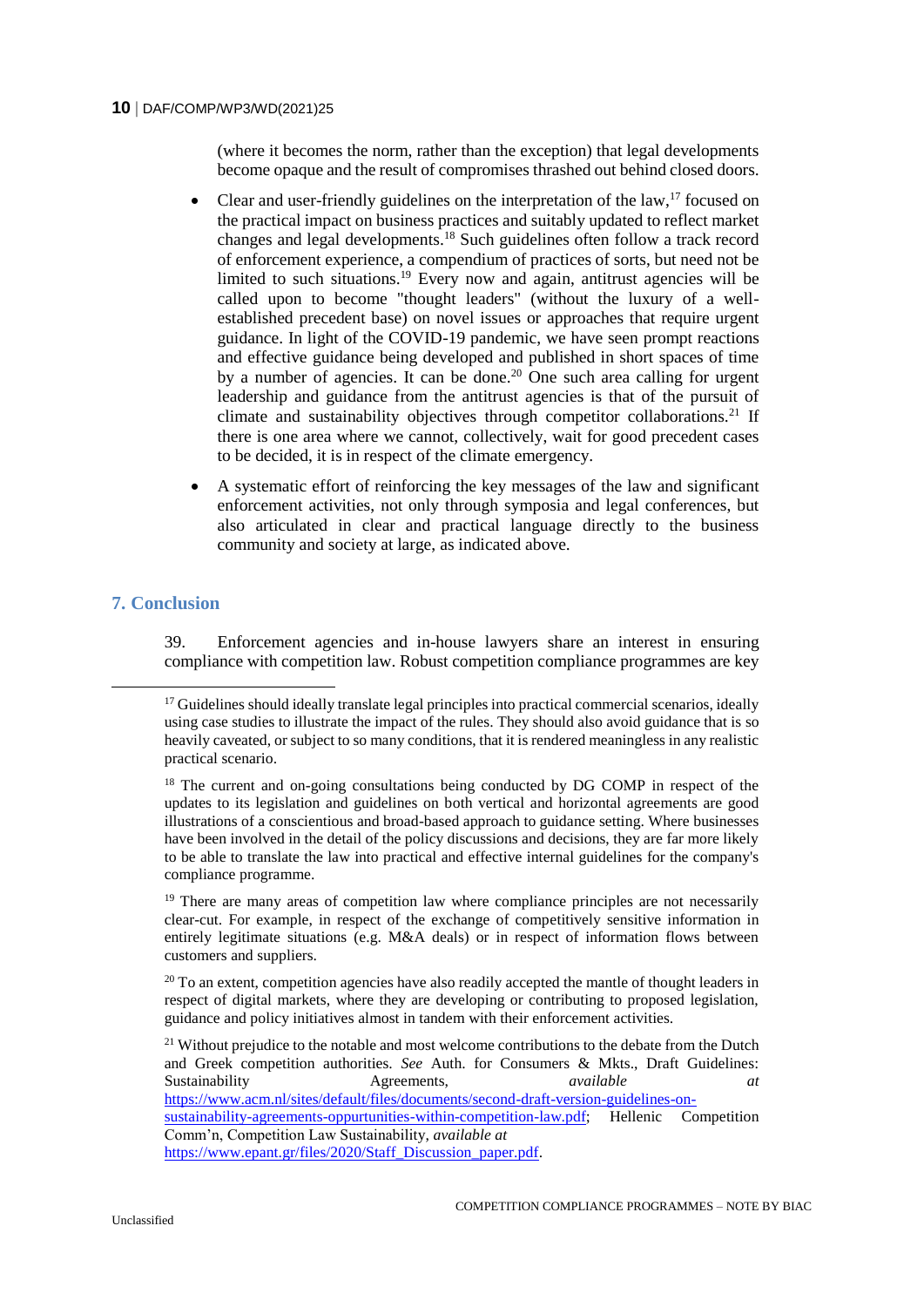(where it becomes the norm, rather than the exception) that legal developments become opaque and the result of compromises thrashed out behind closed doors.

- Clear and user-friendly guidelines on the interpretation of the law,[17] focused on the practical impact on business practices and suitably updated to reflect market changes and legal developments.[18] Such guidelines often follow a track record of enforcement experience, a compendium of practices of sorts, but need not be limited to such situations.[19] Every now and again, antitrust agencies will be called upon to become "thought leaders" (without the luxury of a well-established precedent base) on novel issues or approaches that require urgent guidance. In light of the COVID-19 pandemic, we have seen prompt reactions and effective guidance being developed and published in short spaces of time by a number of agencies. It can be done.[20] One such area calling for urgent leadership and guidance from the antitrust agencies is that of the pursuit of climate and sustainability objectives through competitor collaborations.[21] If there is one area where we cannot, collectively, wait for good precedent cases to be decided, it is in respect of the climate emergency.
- A systematic effort of reinforcing the key messages of the law and significant enforcement activities, not only through symposia and legal conferences, but also articulated in clear and practical language directly to the business community and society at large, as indicated above.

## 7. Conclusion

39. Enforcement agencies and in-house lawyers share an interest in ensuring compliance with competition law. Robust competition compliance programmes are key

---

[17] Guidelines should ideally translate legal principles into practical commercial scenarios, ideally using case studies to illustrate the impact of the rules. They should also avoid guidance that is so heavily caveated, or subject to so many conditions, that it is rendered meaningless in any realistic practical scenario.

[18] The current and on-going consultations being conducted by DG COMP in respect of the updates to its legislation and guidelines on both vertical and horizontal agreements are good illustrations of a conscientious and broad-based approach to guidance setting. Where businesses have been involved in the detail of the policy discussions and decisions, they are far more likely to be able to translate the law into practical and effective internal guidelines for the company's compliance programme.

[19] There are many areas of competition law where compliance principles are not necessarily clear-cut. For example, in respect of the exchange of competitively sensitive information in entirely legitimate situations (e.g. M&A deals) or in respect of information flows between customers and suppliers.

[20] To an extent, competition agencies have also readily accepted the mantle of thought leaders in respect of digital markets, where they are developing or contributing to proposed legislation, guidance and policy initiatives almost in tandem with their enforcement activities.

[21] Without prejudice to the notable and most welcome contributions to the debate from the Dutch and Greek competition authorities. *See* Auth. for Consumers & Mkts., Draft Guidelines: Sustainability Agreements, *available at* https://www.acm.nl/sites/default/files/documents/second-draft-version-guidelines-on-sustainability-agreements-oppurtunities-within-competition-law.pdf; Hellenic Competition Comm'n, Competition Law Sustainability, *available at* https://www.epant.gr/files/2020/Staff_Discussion_paper.pdf.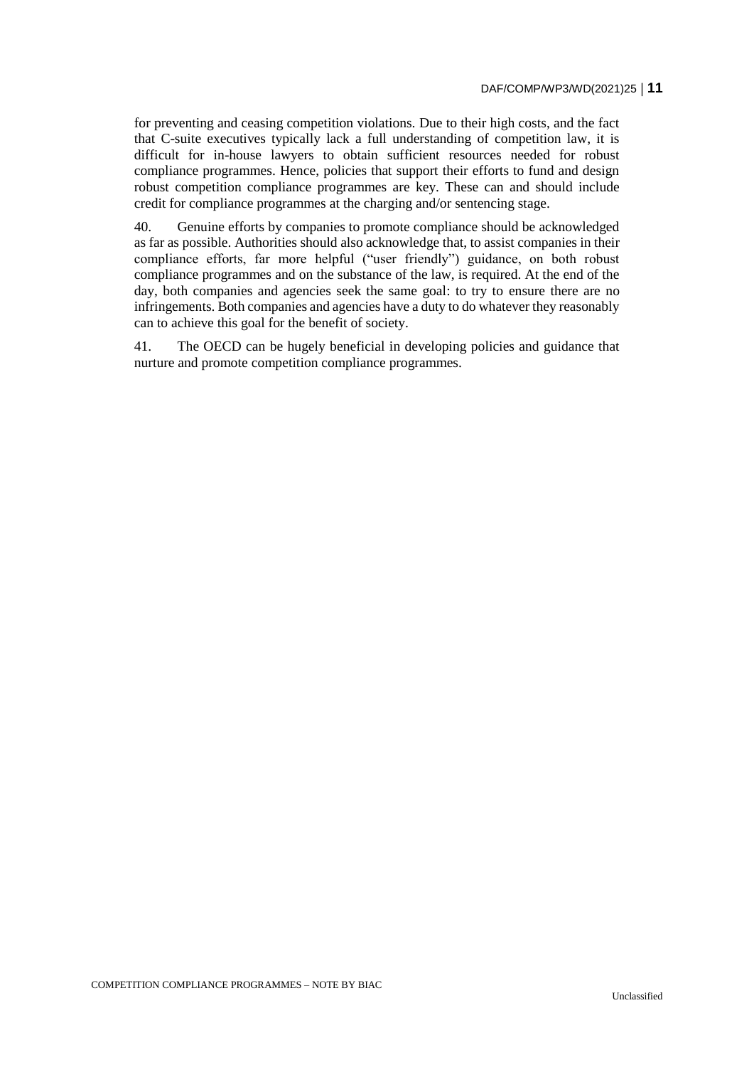for preventing and ceasing competition violations. Due to their high costs, and the fact that C-suite executives typically lack a full understanding of competition law, it is difficult for in-house lawyers to obtain sufficient resources needed for robust compliance programmes. Hence, policies that support their efforts to fund and design robust competition compliance programmes are key. These can and should include credit for compliance programmes at the charging and/or sentencing stage.

40. Genuine efforts by companies to promote compliance should be acknowledged as far as possible. Authorities should also acknowledge that, to assist companies in their compliance efforts, far more helpful ("user friendly") guidance, on both robust compliance programmes and on the substance of the law, is required. At the end of the day, both companies and agencies seek the same goal: to try to ensure there are no infringements. Both companies and agencies have a duty to do whatever they reasonably can to achieve this goal for the benefit of society.

41. The OECD can be hugely beneficial in developing policies and guidance that nurture and promote competition compliance programmes.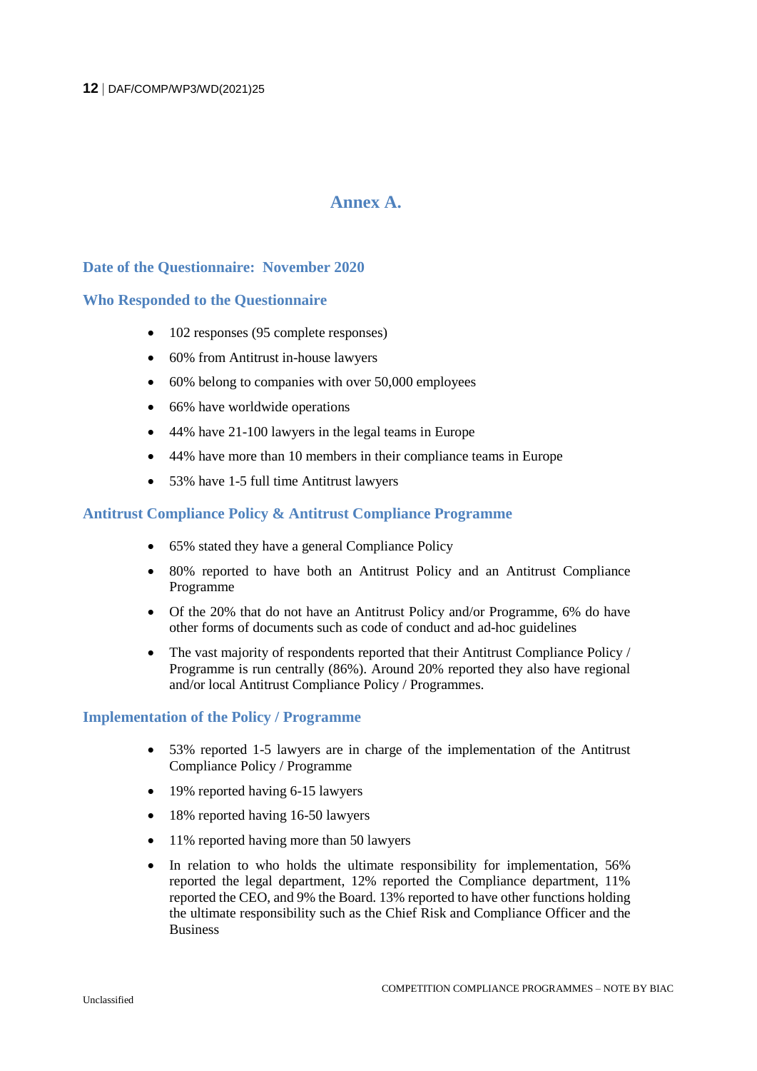# Annex A.

### Date of the Questionnaire: November 2020

### Who Responded to the Questionnaire

- 102 responses (95 complete responses)
- 60% from Antitrust in-house lawyers
- 60% belong to companies with over 50,000 employees
- 66% have worldwide operations
- 44% have 21-100 lawyers in the legal teams in Europe
- 44% have more than 10 members in their compliance teams in Europe
- 53% have 1-5 full time Antitrust lawyers

### Antitrust Compliance Policy & Antitrust Compliance Programme

- 65% stated they have a general Compliance Policy
- 80% reported to have both an Antitrust Policy and an Antitrust Compliance Programme
- Of the 20% that do not have an Antitrust Policy and/or Programme, 6% do have other forms of documents such as code of conduct and ad-hoc guidelines
- The vast majority of respondents reported that their Antitrust Compliance Policy / Programme is run centrally (86%). Around 20% reported they also have regional and/or local Antitrust Compliance Policy / Programmes.

### Implementation of the Policy / Programme

- 53% reported 1-5 lawyers are in charge of the implementation of the Antitrust Compliance Policy / Programme
- 19% reported having 6-15 lawyers
- 18% reported having 16-50 lawyers
- 11% reported having more than 50 lawyers
- In relation to who holds the ultimate responsibility for implementation, 56% reported the legal department, 12% reported the Compliance department, 11% reported the CEO, and 9% the Board. 13% reported to have other functions holding the ultimate responsibility such as the Chief Risk and Compliance Officer and the Business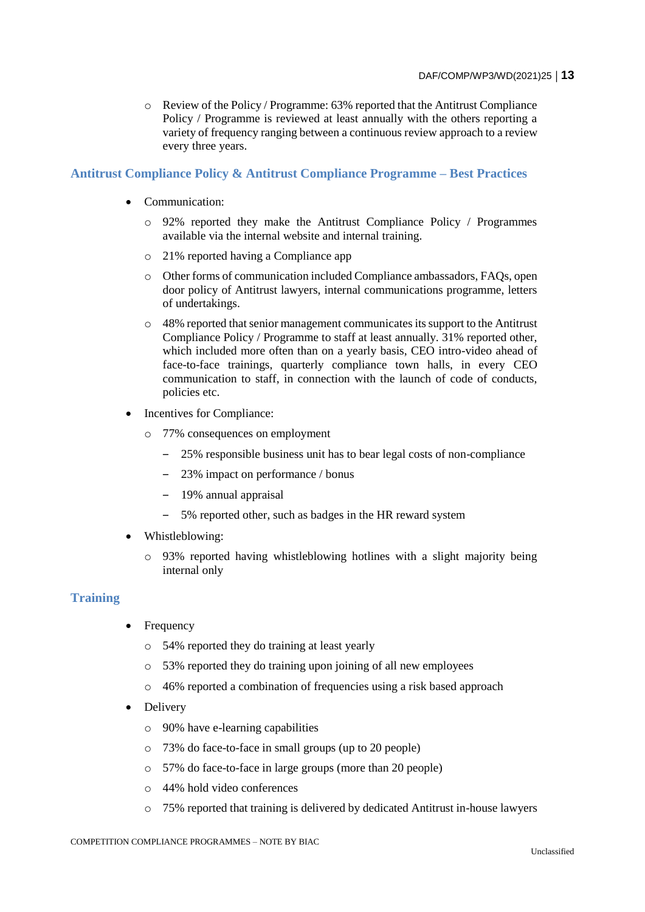- Review of the Policy / Programme: 63% reported that the Antitrust Compliance Policy / Programme is reviewed at least annually with the others reporting a variety of frequency ranging between a continuous review approach to a review every three years.

## Antitrust Compliance Policy & Antitrust Compliance Programme – Best Practices

- Communication:
  - 92% reported they make the Antitrust Compliance Policy / Programmes available via the internal website and internal training.
  - 21% reported having a Compliance app
  - Other forms of communication included Compliance ambassadors, FAQs, open door policy of Antitrust lawyers, internal communications programme, letters of undertakings.
  - 48% reported that senior management communicates its support to the Antitrust Compliance Policy / Programme to staff at least annually. 31% reported other, which included more often than on a yearly basis, CEO intro-video ahead of face-to-face trainings, quarterly compliance town halls, in every CEO communication to staff, in connection with the launch of code of conducts, policies etc.
- Incentives for Compliance:
  - 77% consequences on employment
    - 25% responsible business unit has to bear legal costs of non-compliance
    - 23% impact on performance / bonus
    - 19% annual appraisal
    - 5% reported other, such as badges in the HR reward system
- Whistleblowing:
  - 93% reported having whistleblowing hotlines with a slight majority being internal only

## Training

- Frequency
  - 54% reported they do training at least yearly
  - 53% reported they do training upon joining of all new employees
  - 46% reported a combination of frequencies using a risk based approach
- Delivery
  - 90% have e-learning capabilities
  - 73% do face-to-face in small groups (up to 20 people)
  - 57% do face-to-face in large groups (more than 20 people)
  - 44% hold video conferences
  - 75% reported that training is delivered by dedicated Antitrust in-house lawyers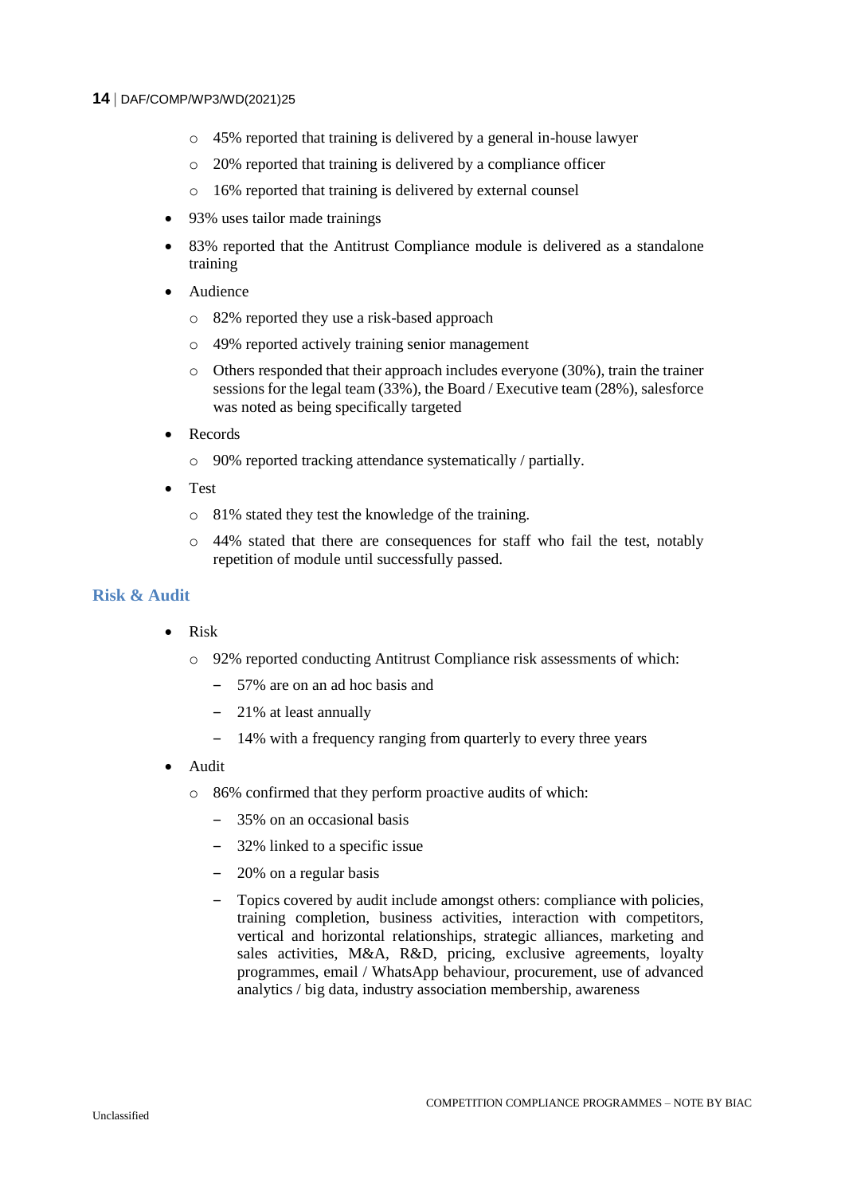- 45% reported that training is delivered by a general in-house lawyer
  - 20% reported that training is delivered by a compliance officer
  - 16% reported that training is delivered by external counsel
- 93% uses tailor made trainings
- 83% reported that the Antitrust Compliance module is delivered as a standalone training
- Audience
  - 82% reported they use a risk-based approach
  - 49% reported actively training senior management
  - Others responded that their approach includes everyone (30%), train the trainer sessions for the legal team (33%), the Board / Executive team (28%), salesforce was noted as being specifically targeted
- Records
  - 90% reported tracking attendance systematically / partially.
- Test
  - 81% stated they test the knowledge of the training.
  - 44% stated that there are consequences for staff who fail the test, notably repetition of module until successfully passed.

## Risk & Audit

- Risk
  - 92% reported conducting Antitrust Compliance risk assessments of which:
    - 57% are on an ad hoc basis and
    - 21% at least annually
    - 14% with a frequency ranging from quarterly to every three years
- Audit
  - 86% confirmed that they perform proactive audits of which:
    - 35% on an occasional basis
    - 32% linked to a specific issue
    - 20% on a regular basis
    - Topics covered by audit include amongst others: compliance with policies, training completion, business activities, interaction with competitors, vertical and horizontal relationships, strategic alliances, marketing and sales activities, M&A, R&D, pricing, exclusive agreements, loyalty programmes, email / WhatsApp behaviour, procurement, use of advanced analytics / big data, industry association membership, awareness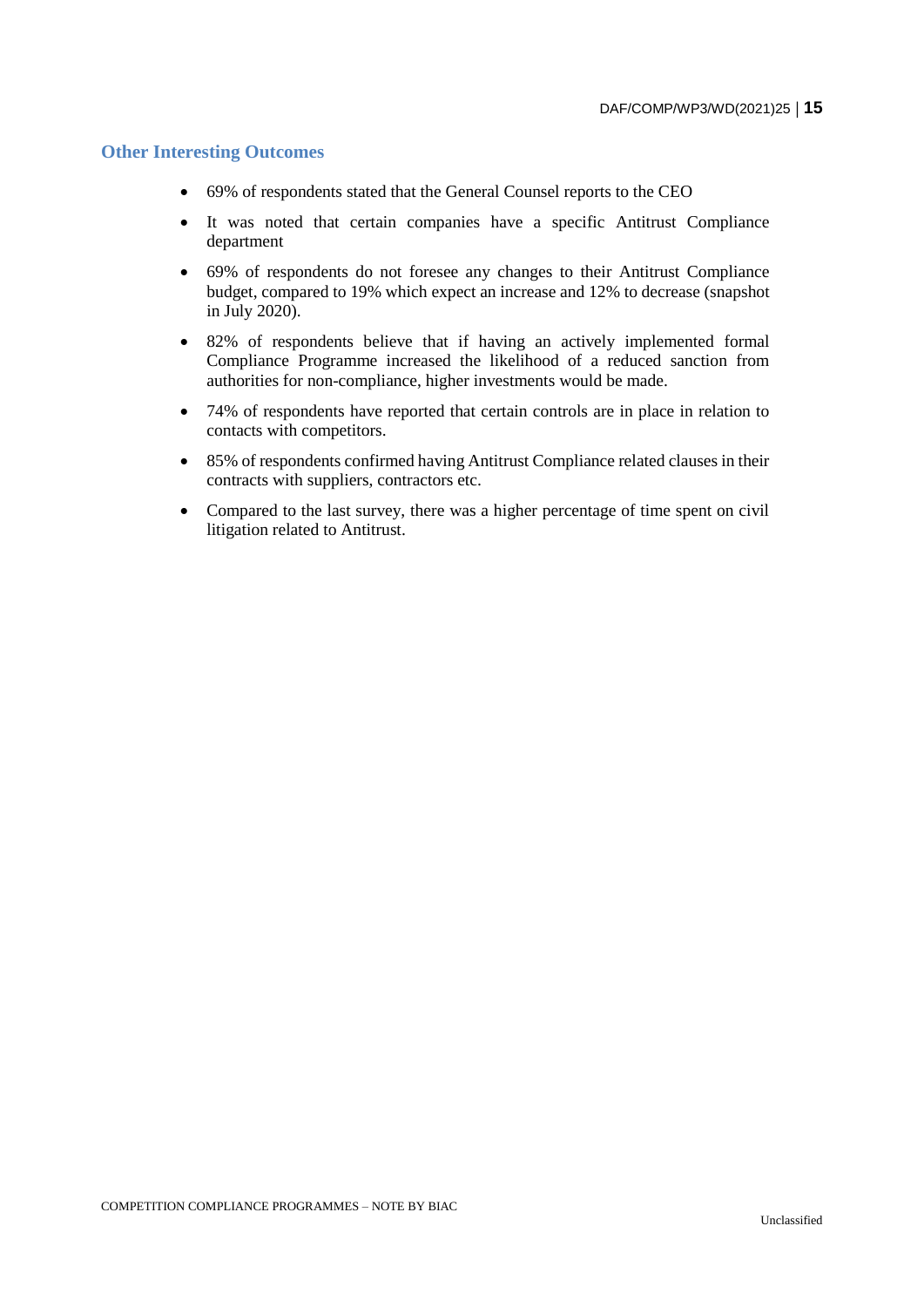## Other Interesting Outcomes

- 69% of respondents stated that the General Counsel reports to the CEO
- It was noted that certain companies have a specific Antitrust Compliance department
- 69% of respondents do not foresee any changes to their Antitrust Compliance budget, compared to 19% which expect an increase and 12% to decrease (snapshot in July 2020).
- 82% of respondents believe that if having an actively implemented formal Compliance Programme increased the likelihood of a reduced sanction from authorities for non-compliance, higher investments would be made.
- 74% of respondents have reported that certain controls are in place in relation to contacts with competitors.
- 85% of respondents confirmed having Antitrust Compliance related clauses in their contracts with suppliers, contractors etc.
- Compared to the last survey, there was a higher percentage of time spent on civil litigation related to Antitrust.